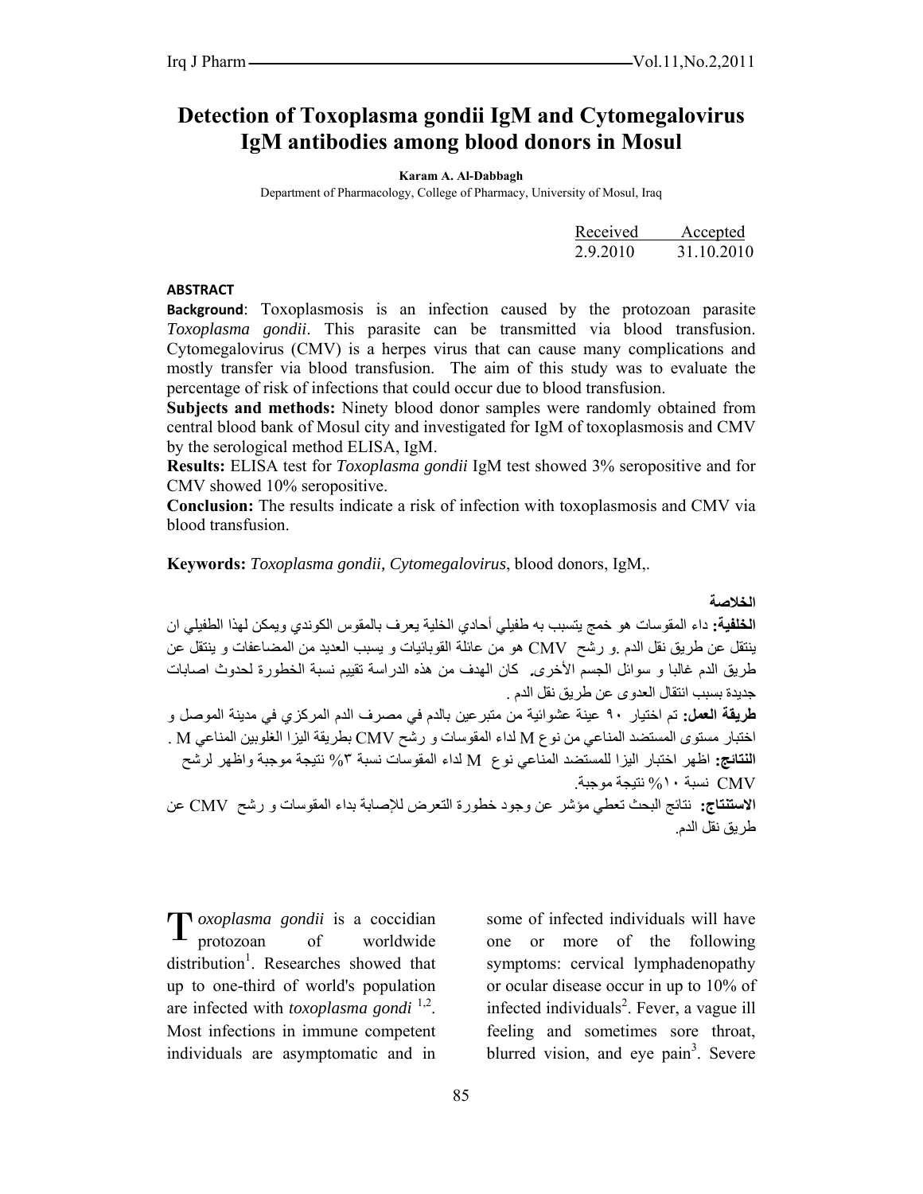# Detection of Toxoplasma gondii IgM and Cytomegalovirus IgM antibodies among blood donors in Mosul

**Karam A. Al-Dabbagh**

Department of Pharmacology, College of Pharmacy, University of Mosul, Iraq

| Received | Accepted |
|---|---|
| 2.9.2010 | 31.10.2010 |

## ABSTRACT

**Background**: Toxoplasmosis is an infection caused by the protozoan parasite *Toxoplasma gondii*. This parasite can be transmitted via blood transfusion. Cytomegalovirus (CMV) is a herpes virus that can cause many complications and mostly transfer via blood transfusion. The aim of this study was to evaluate the percentage of risk of infections that could occur due to blood transfusion.

**Subjects and methods:** Ninety blood donor samples were randomly obtained from central blood bank of Mosul city and investigated for IgM of toxoplasmosis and CMV by the serological method ELISA, IgM.

**Results:** ELISA test for *Toxoplasma gondii* IgM test showed 3% seropositive and for CMV showed 10% seropositive.

**Conclusion:** The results indicate a risk of infection with toxoplasmosis and CMV via blood transfusion.

**Keywords:** *Toxoplasma gondii, Cytomegalovirus*, blood donors, IgM,.

## الخلاصة

**الخلفية:** داء المقوسات هو خمج يتسبب به طفيلي أحادي الخلية يعرف بالمقوس الكوندي ويمكن لهذا الطفيلي ان ينتقل عن طريق نقل الدم .و رشح CMV هو من عائلة القوبائيات و يسبب العديد من المضاعفات و ينتقل عن طريق الدم غالبا و سوائل الجسم الأخرى. كان الهدف من هذه الدراسة تقييم نسبة الخطورة لحدوث اصابات جديدة بسبب انتقال العدوى عن طريق نقل الدم .

**طريقة العمل:** تم اختيار ٩٠ عينة عشوائية من متبرعين بالدم في مصرف الدم المركزي في مدينة الموصل و اختبار مستوى المستضد المناعي من نوع M لداء المقوسات و رشح CMV بطريقة اليزا الغلوبين المناعي M .

**النتائج:** اظهر اختبار اليزا للمستضد المناعي نوع M لداء المقوسات نسبة ٣% نتيجة موجبة واظهر لرشح CMV نسبة ١٠% نتيجة موجبة.

**الاستنتاج:** نتائج البحث تعطي مؤشر عن وجود خطورة التعرض للإصابة بداء المقوسات و رشح CMV عن طريق نقل الدم.

*Toxoplasma gondii* is a coccidian protozoan of worldwide distribution[1]. Researches showed that up to one-third of world's population are infected with *toxoplasma gondi* [1,2]. Most infections in immune competent individuals are asymptomatic and in some of infected individuals will have one or more of the following symptoms: cervical lymphadenopathy or ocular disease occur in up to 10% of infected individuals[2]. Fever, a vague ill feeling and sometimes sore throat, blurred vision, and eye pain[3]. Severe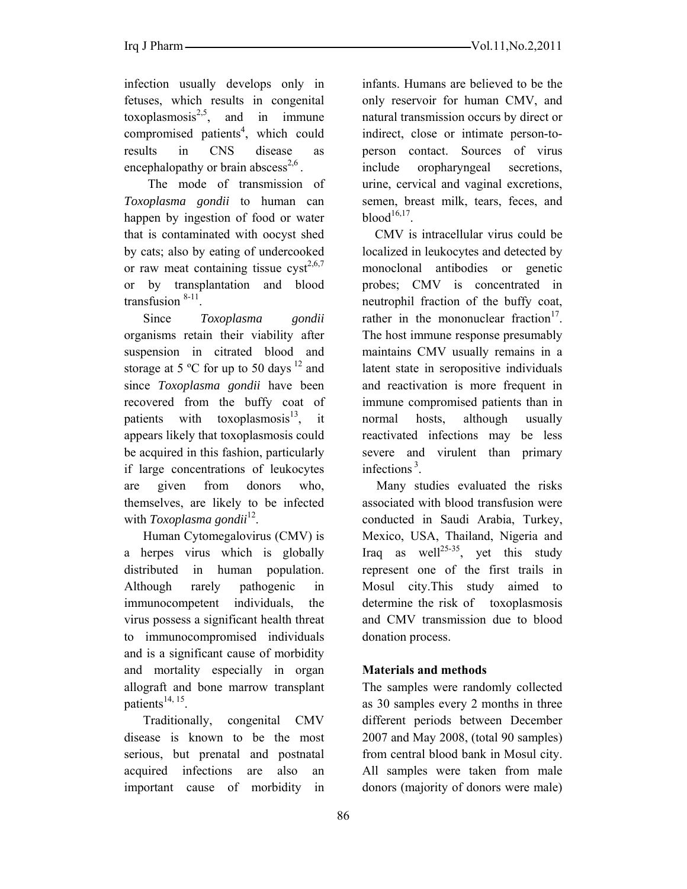infection usually develops only in fetuses, which results in congenital toxoplasmosis[2,5], and in immune compromised patients[4], which could results in CNS disease as encephalopathy or brain abscess[2,6].

The mode of transmission of *Toxoplasma gondii* to human can happen by ingestion of food or water that is contaminated with oocyst shed by cats; also by eating of undercooked or raw meat containing tissue cyst[2,6,7] or by transplantation and blood transfusion [8-11].

Since *Toxoplasma gondii* organisms retain their viability after suspension in citrated blood and storage at 5 ºC for up to 50 days [12] and since *Toxoplasma gondii* have been recovered from the buffy coat of patients with toxoplasmosis[13], it appears likely that toxoplasmosis could be acquired in this fashion, particularly if large concentrations of leukocytes are given from donors who, themselves, are likely to be infected with ***Toxoplasma gondii***[12].

Human Cytomegalovirus (CMV) is a herpes virus which is globally distributed in human population. Although rarely pathogenic in immunocompetent individuals, the virus possess a significant health threat to immunocompromised individuals and is a significant cause of morbidity and mortality especially in organ allograft and bone marrow transplant patients[14, 15].

Traditionally, congenital CMV disease is known to be the most serious, but prenatal and postnatal acquired infections are also an important cause of morbidity in infants. Humans are believed to be the only reservoir for human CMV, and natural transmission occurs by direct or indirect, close or intimate person-to-person contact. Sources of virus include oropharyngeal secretions, urine, cervical and vaginal excretions, semen, breast milk, tears, feces, and blood[16,17].

CMV is intracellular virus could be localized in leukocytes and detected by monoclonal antibodies or genetic probes; CMV is concentrated in neutrophil fraction of the buffy coat, rather in the mononuclear fraction[17]. The host immune response presumably maintains CMV usually remains in a latent state in seropositive individuals and reactivation is more frequent in immune compromised patients than in normal hosts, although usually reactivated infections may be less severe and virulent than primary infections [3].

Many studies evaluated the risks associated with blood transfusion were conducted in Saudi Arabia, Turkey, Mexico, USA, Thailand, Nigeria and Iraq as well[25-35], yet this study represent one of the first trails in Mosul city.This study aimed to determine the risk of toxoplasmosis and CMV transmission due to blood donation process.

## Materials and methods

The samples were randomly collected as 30 samples every 2 months in three different periods between December 2007 and May 2008, (total 90 samples) from central blood bank in Mosul city. All samples were taken from male donors (majority of donors were male)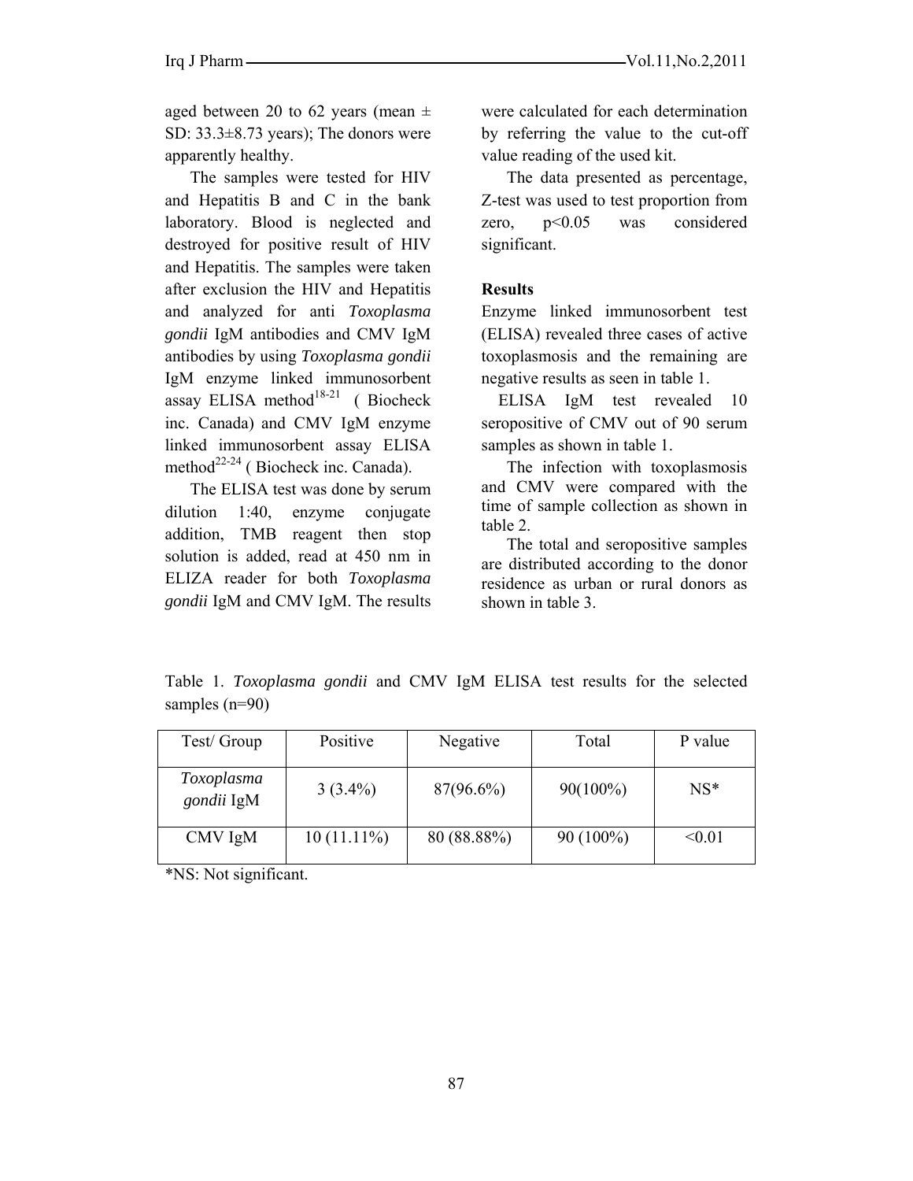aged between 20 to 62 years (mean ± SD: 33.3±8.73 years); The donors were apparently healthy.

The samples were tested for HIV and Hepatitis B and C in the bank laboratory. Blood is neglected and destroyed for positive result of HIV and Hepatitis. The samples were taken after exclusion the HIV and Hepatitis and analyzed for anti *Toxoplasma gondii* IgM antibodies and CMV IgM antibodies by using *Toxoplasma gondii* IgM enzyme linked immunosorbent assay ELISA method[18-21] ( Biocheck inc. Canada) and CMV IgM enzyme linked immunosorbent assay ELISA method[22-24] ( Biocheck inc. Canada).

The ELISA test was done by serum dilution 1:40, enzyme conjugate addition, TMB reagent then stop solution is added, read at 450 nm in ELIZA reader for both *Toxoplasma gondii* IgM and CMV IgM. The results were calculated for each determination by referring the value to the cut-off value reading of the used kit.

The data presented as percentage, Z-test was used to test proportion from zero, $p<0.05$ was considered significant.

## Results

Enzyme linked immunosorbent test (ELISA) revealed three cases of active toxoplasmosis and the remaining are negative results as seen in table 1.

ELISA IgM test revealed 10 seropositive of CMV out of 90 serum samples as shown in table 1.

The infection with toxoplasmosis and CMV were compared with the time of sample collection as shown in table 2.

The total and seropositive samples are distributed according to the donor residence as urban or rural donors as shown in table 3.

Table 1. *Toxoplasma gondii* and CMV IgM ELISA test results for the selected samples (n=90)

| Test/ Group | Positive | Negative | Total | P value |
|---|---|---|---|---|
| *Toxoplasma gondii* IgM | 3 (3.4%) | 87(96.6%) | 90(100%) | NS* |
| CMV IgM | 10 (11.11%) | 80 (88.88%) | 90 (100%) | <0.01 |

*NS: Not significant.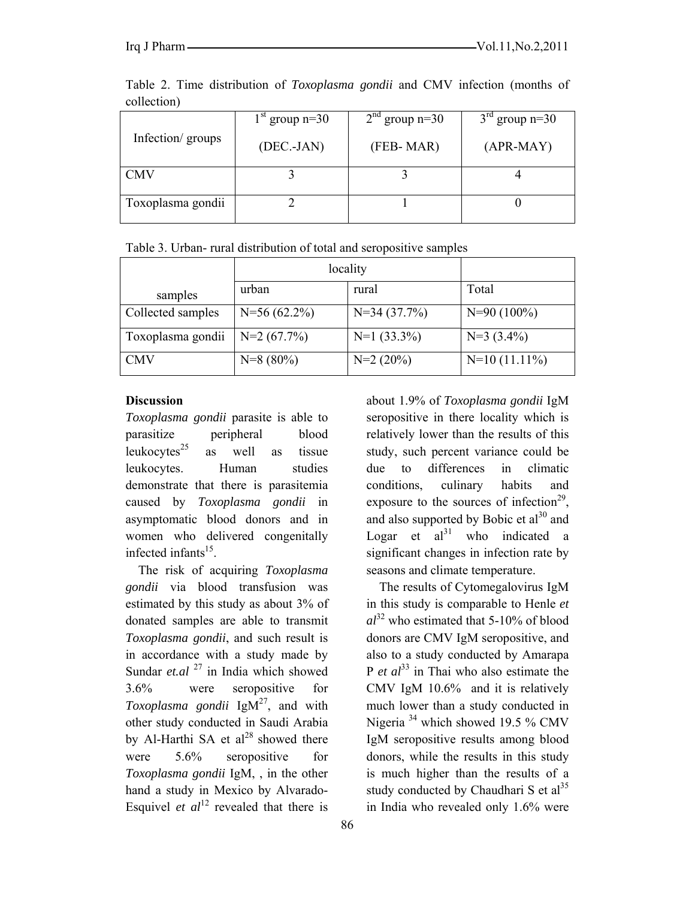Table 2. Time distribution of *Toxoplasma gondii* and CMV infection (months of collection)

| Infection/ groups | 1st group n=30 (DEC.-JAN) | 2nd group n=30 (FEB- MAR) | 3rd group n=30 (APR-MAY) |
|---|---|---|---|
| CMV | 3 | 3 | 4 |
| Toxoplasma gondii | 2 | 1 | 0 |

Table 3. Urban- rural distribution of total and seropositive samples

| samples | locality | | |
|---|---|---|---|
| | urban | rural | Total |
| Collected samples | N=56 (62.2%) | N=34 (37.7%) | N=90 (100%) |
| Toxoplasma gondii | N=2 (67.7%) | N=1 (33.3%) | N=3 (3.4%) |
| CMV | N=8 (80%) | N=2 (20%) | N=10 (11.11%) |

**Discussion**

*Toxoplasma gondii* parasite is able to parasitize peripheral blood leukocytes[25] as well as tissue leukocytes. Human studies demonstrate that there is parasitemia caused by *Toxoplasma gondii* in asymptomatic blood donors and in women who delivered congenitally infected infants[15].

The risk of acquiring *Toxoplasma gondii* via blood transfusion was estimated by this study as about 3% of donated samples are able to transmit *Toxoplasma gondii*, and such result is in accordance with a study made by Sundar *et.al* [27] in India which showed 3.6% were seropositive for *Toxoplasma gondii* IgM[27], and with other study conducted in Saudi Arabia by Al-Harthi SA et al[28] showed there were 5.6% seropositive for *Toxoplasma gondii* IgM, , in the other hand a study in Mexico by Alvarado-Esquivel *et al*[12] revealed that there is about 1.9% of *Toxoplasma gondii* IgM seropositive in there locality which is relatively lower than the results of this study, such percent variance could be due to differences in climatic conditions, culinary habits and exposure to the sources of infection[29], and also supported by Bobic et al[30] and Logar et al[31] who indicated a significant changes in infection rate by seasons and climate temperature.

The results of Cytomegalovirus IgM in this study is comparable to Henle *et al*[32] who estimated that 5-10% of blood donors are CMV IgM seropositive, and also to a study conducted by Amarapa P *et al*[33] in Thai who also estimate the CMV IgM 10.6% and it is relatively much lower than a study conducted in Nigeria [34] which showed 19.5 % CMV IgM seropositive results among blood donors, while the results in this study is much higher than the results of a study conducted by Chaudhari S et al[35] in India who revealed only 1.6% were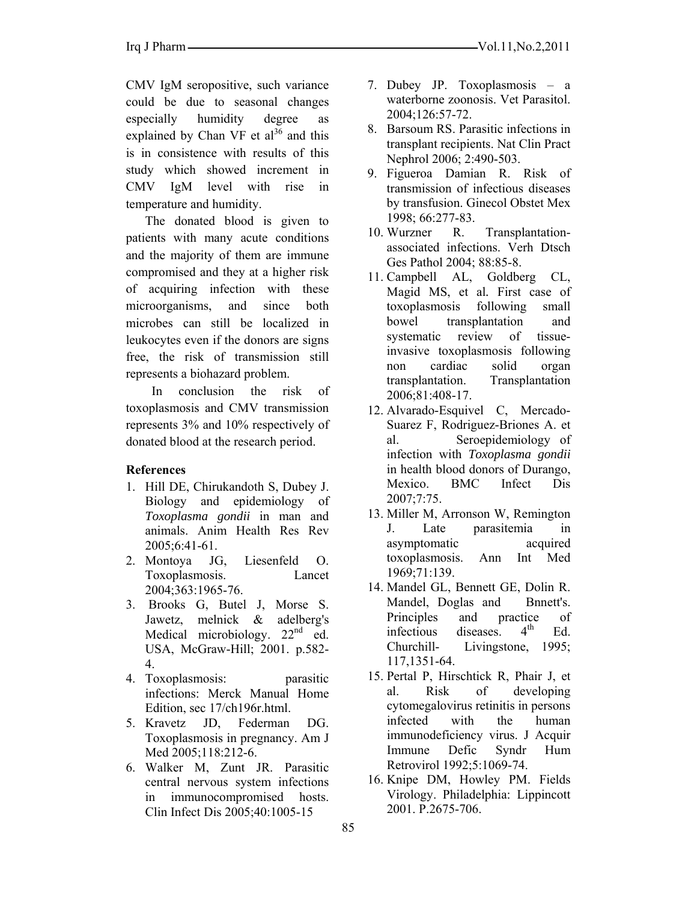CMV IgM seropositive, such variance could be due to seasonal changes especially humidity degree as explained by Chan VF et al[36] and this is in consistence with results of this study which showed increment in CMV IgM level with rise in temperature and humidity.

The donated blood is given to patients with many acute conditions and the majority of them are immune compromised and they at a higher risk of acquiring infection with these microorganisms, and since both microbes can still be localized in leukocytes even if the donors are signs free, the risk of transmission still represents a biohazard problem.

In conclusion the risk of toxoplasmosis and CMV transmission represents 3% and 10% respectively of donated blood at the research period.

**References**

1. Hill DE, Chirukandoth S, Dubey J. Biology and epidemiology of *Toxoplasma gondii* in man and animals. Anim Health Res Rev 2005;6:41-61.
2. Montoya JG, Liesenfeld O. Toxoplasmosis. Lancet 2004;363:1965-76.
3. Brooks G, Butel J, Morse S. Jawetz, melnick & adelberg's Medical microbiology. 22nd ed. USA, McGraw-Hill; 2001. p.582-4.
4. Toxoplasmosis: parasitic infections: Merck Manual Home Edition, sec 17/ch196r.html.
5. Kravetz JD, Federman DG. Toxoplasmosis in pregnancy. Am J Med 2005;118:212-6.
6. Walker M, Zunt JR. Parasitic central nervous system infections in immunocompromised hosts. Clin Infect Dis 2005;40:1005-15
7. Dubey JP. Toxoplasmosis – a waterborne zoonosis. Vet Parasitol. 2004;126:57-72.
8. Barsoum RS. Parasitic infections in transplant recipients. Nat Clin Pract Nephrol 2006; 2:490-503.
9. Figueroa Damian R. Risk of transmission of infectious diseases by transfusion. Ginecol Obstet Mex 1998; 66:277-83.
10. Wurzner R. Transplantation-associated infections. Verh Dtsch Ges Pathol 2004; 88:85-8.
11. Campbell AL, Goldberg CL, Magid MS, et al. First case of toxoplasmosis following small bowel transplantation and systematic review of tissue-invasive toxoplasmosis following non cardiac solid organ transplantation. Transplantation 2006;81:408-17.
12. Alvarado-Esquivel C, Mercado-Suarez F, Rodriguez-Briones A. et al. Seroepidemiology of infection with *Toxoplasma gondii* in health blood donors of Durango, Mexico. BMC Infect Dis 2007;7:75.
13. Miller M, Arronson W, Remington J. Late parasitemia in asymptomatic acquired toxoplasmosis. Ann Int Med 1969;71:139.
14. Mandel GL, Bennett GE, Dolin R. Mandel, Doglas and Bnnett's. Principles and practice of infectious diseases. 4th Ed. Churchill- Livingstone, 1995; 117,1351-64.
15. Pertal P, Hirschtick R, Phair J, et al. Risk of developing cytomegalovirus retinitis in persons infected with the human immunodeficiency virus. J Acquir Immune Defic Syndr Hum Retrovirol 1992;5:1069-74.
16. Knipe DM, Howley PM. Fields Virology. Philadelphia: Lippincott 2001. P.2675-706.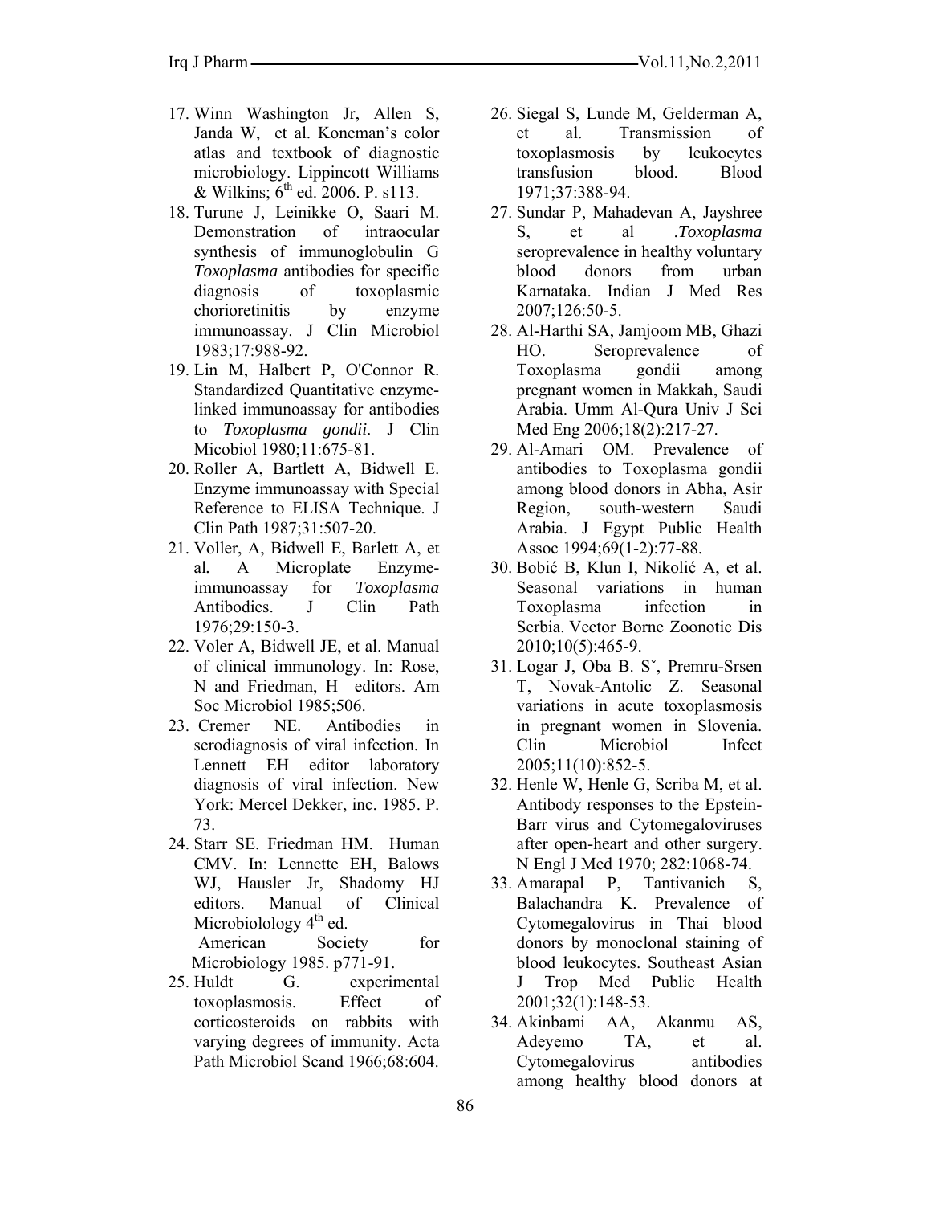17. Winn Washington Jr, Allen S, Janda W, et al. Koneman's color atlas and textbook of diagnostic microbiology. Lippincott Williams & Wilkins; 6th ed. 2006. P. s113.
18. Turune J, Leinikke O, Saari M. Demonstration of intraocular synthesis of immunoglobulin G *Toxoplasma* antibodies for specific diagnosis of toxoplasmic chorioretinitis by enzyme immunoassay. J Clin Microbiol 1983;17:988-92.
19. Lin M, Halbert P, O'Connor R. Standardized Quantitative enzyme-linked immunoassay for antibodies to *Toxoplasma gondii*. J Clin Micobiol 1980;11:675-81.
20. Roller A, Bartlett A, Bidwell E. Enzyme immunoassay with Special Reference to ELISA Technique. J Clin Path 1987;31:507-20.
21. Voller, A, Bidwell E, Barlett A, et al. A Microplate Enzyme-immunoassay for *Toxoplasma* Antibodies. J Clin Path 1976;29:150-3.
22. Voler A, Bidwell JE, et al. Manual of clinical immunology. In: Rose, N and Friedman, H editors. Am Soc Microbiol 1985;506.
23. Cremer NE. Antibodies in serodiagnosis of viral infection. In Lennett EH editor laboratory diagnosis of viral infection. New York: Mercel Dekker, inc. 1985. P. 73.
24. Starr SE. Friedman HM. Human CMV. In: Lennette EH, Balows WJ, Hausler Jr, Shadomy HJ editors. Manual of Clinical Microbiolology 4th ed. American Society for Microbiology 1985. p771-91.
25. Huldt G. experimental toxoplasmosis. Effect of corticosteroids on rabbits with varying degrees of immunity. Acta Path Microbiol Scand 1966;68:604.
26. Siegal S, Lunde M, Gelderman A, et al. Transmission of toxoplasmosis by leukocytes transfusion blood. Blood 1971;37:388-94.
27. Sundar P, Mahadevan A, Jayshree S, et al .*Toxoplasma* seroprevalence in healthy voluntary blood donors from urban Karnataka. Indian J Med Res 2007;126:50-5.
28. Al-Harthi SA, Jamjoom MB, Ghazi HO. Seroprevalence of Toxoplasma gondii among pregnant women in Makkah, Saudi Arabia. Umm Al-Qura Univ J Sci Med Eng 2006;18(2):217-27.
29. Al-Amari OM. Prevalence of antibodies to Toxoplasma gondii among blood donors in Abha, Asir Region, south-western Saudi Arabia. J Egypt Public Health Assoc 1994;69(1-2):77-88.
30. Bobić B, Klun I, Nikolić A, et al. Seasonal variations in human Toxoplasma infection in Serbia. Vector Borne Zoonotic Dis 2010;10(5):465-9.
31. Logar J, Oba B. Sˇ, Premru-Srsen T, Novak-Antolic Z. Seasonal variations in acute toxoplasmosis in pregnant women in Slovenia. Clin Microbiol Infect 2005;11(10):852-5.
32. Henle W, Henle G, Scriba M, et al. Antibody responses to the Epstein-Barr virus and Cytomegaloviruses after open-heart and other surgery. N Engl J Med 1970; 282:1068-74.
33. Amarapal P, Tantivanich S, Balachandra K. Prevalence of Cytomegalovirus in Thai blood donors by monoclonal staining of blood leukocytes. Southeast Asian J Trop Med Public Health 2001;32(1):148-53.
34. Akinbami AA, Akanmu AS, Adeyemo TA, et al. Cytomegalovirus antibodies among healthy blood donors at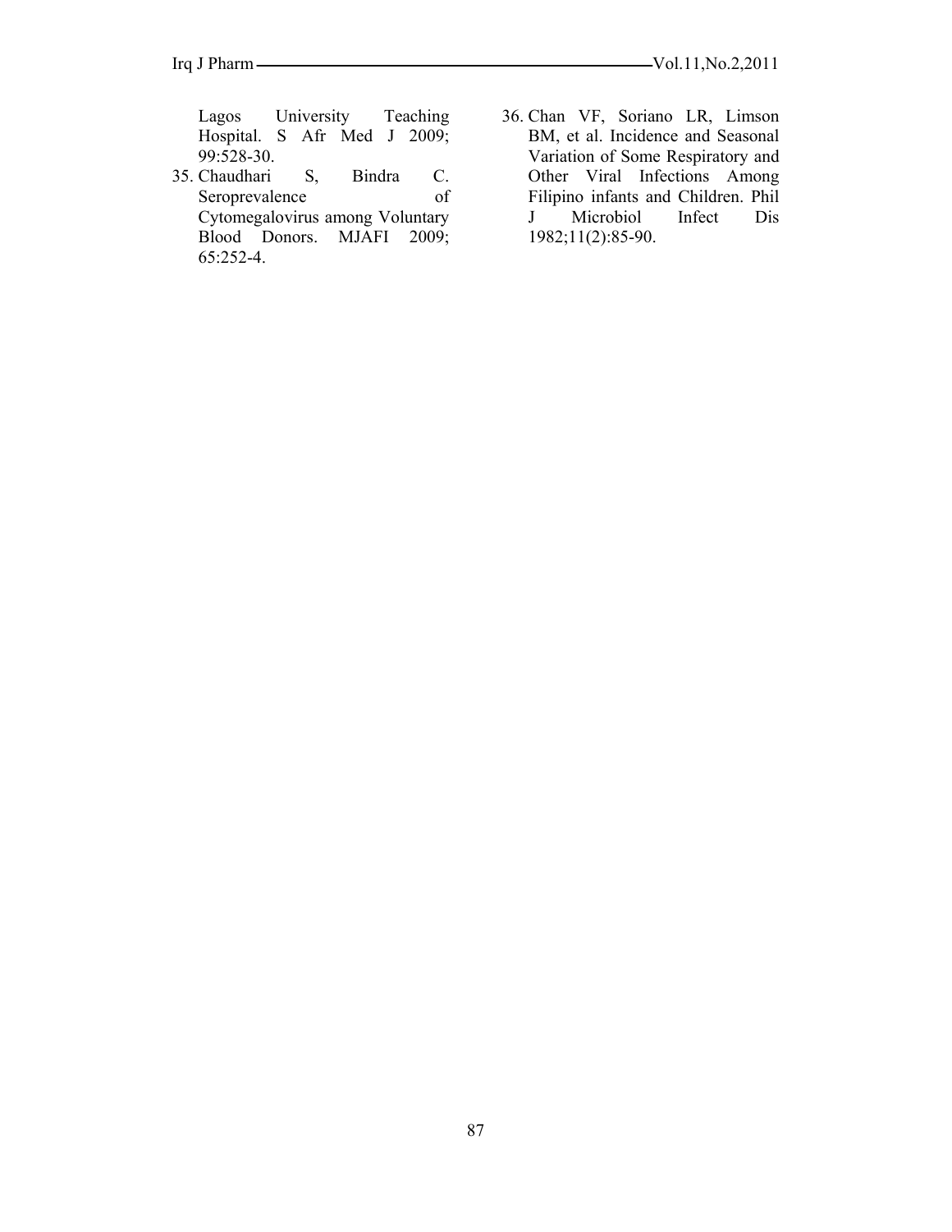Lagos University Teaching Hospital. S Afr Med J 2009; 99:528-30.

35. Chaudhari S, Bindra C. Seroprevalence of Cytomegalovirus among Voluntary Blood Donors. MJAFI 2009; 65:252-4.
36. Chan VF, Soriano LR, Limson BM, et al. Incidence and Seasonal Variation of Some Respiratory and Other Viral Infections Among Filipino infants and Children. Phil J Microbiol Infect Dis 1982;11(2):85-90.